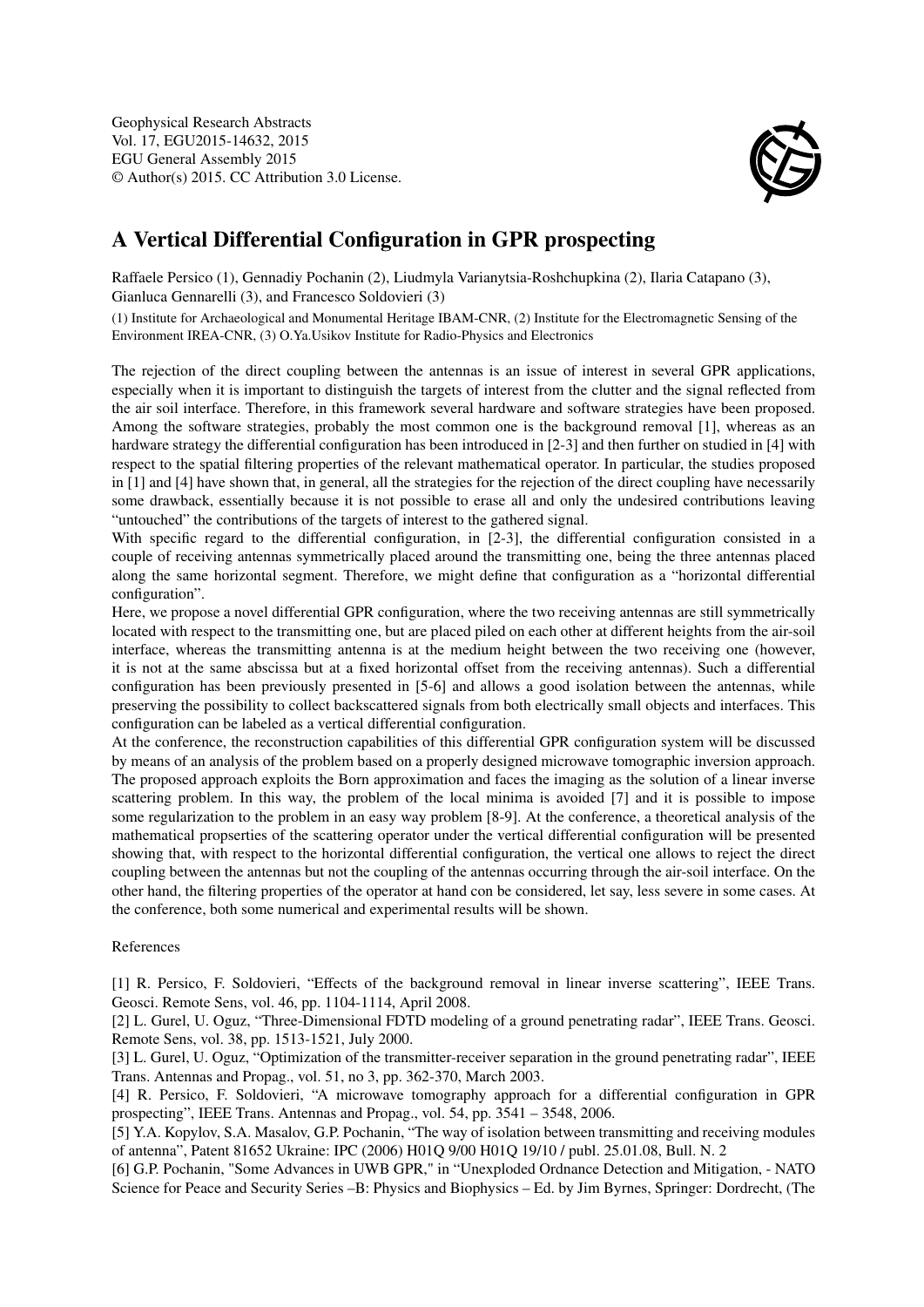Geophysical Research Abstracts
Vol. 17, EGU2015-14632, 2015
EGU General Assembly 2015
© Author(s) 2015. CC Attribution 3.0 License.

# A Vertical Differential Configuration in GPR prospecting

Raffaele Persico (1), Gennadiy Pochanin (2), Liudmyla Varianytsia-Roshchupkina (2), Ilaria Catapano (3), Gianluca Gennarelli (3), and Francesco Soldovieri (3)

(1) Institute for Archaeological and Monumental Heritage IBAM-CNR, (2) Institute for the Electromagnetic Sensing of the Environment IREA-CNR, (3) O.Ya.Usikov Institute for Radio-Physics and Electronics

The rejection of the direct coupling between the antennas is an issue of interest in several GPR applications, especially when it is important to distinguish the targets of interest from the clutter and the signal reflected from the air soil interface. Therefore, in this framework several hardware and software strategies have been proposed. Among the software strategies, probably the most common one is the background removal [1], whereas as an hardware strategy the differential configuration has been introduced in [2-3] and then further on studied in [4] with respect to the spatial filtering properties of the relevant mathematical operator. In particular, the studies proposed in [1] and [4] have shown that, in general, all the strategies for the rejection of the direct coupling have necessarily some drawback, essentially because it is not possible to erase all and only the undesired contributions leaving "untouched" the contributions of the targets of interest to the gathered signal.

With specific regard to the differential configuration, in [2-3], the differential configuration consisted in a couple of receiving antennas symmetrically placed around the transmitting one, being the three antennas placed along the same horizontal segment. Therefore, we might define that configuration as a "horizontal differential configuration".

Here, we propose a novel differential GPR configuration, where the two receiving antennas are still symmetrically located with respect to the transmitting one, but are placed piled on each other at different heights from the air-soil interface, whereas the transmitting antenna is at the medium height between the two receiving one (however, it is not at the same abscissa but at a fixed horizontal offset from the receiving antennas). Such a differential configuration has been previously presented in [5-6] and allows a good isolation between the antennas, while preserving the possibility to collect backscattered signals from both electrically small objects and interfaces. This configuration can be labeled as a vertical differential configuration.

At the conference, the reconstruction capabilities of this differential GPR configuration system will be discussed by means of an analysis of the problem based on a properly designed microwave tomographic inversion approach. The proposed approach exploits the Born approximation and faces the imaging as the solution of a linear inverse scattering problem. In this way, the problem of the local minima is avoided [7] and it is possible to impose some regularization to the problem in an easy way problem [8-9]. At the conference, a theoretical analysis of the mathematical propserties of the scattering operator under the vertical differential configuration will be presented showing that, with respect to the horizontal differential configuration, the vertical one allows to reject the direct coupling between the antennas but not the coupling of the antennas occurring through the air-soil interface. On the other hand, the filtering properties of the operator at hand con be considered, let say, less severe in some cases. At the conference, both some numerical and experimental results will be shown.

References

[1] R. Persico, F. Soldovieri, "Effects of the background removal in linear inverse scattering", IEEE Trans. Geosci. Remote Sens, vol. 46, pp. 1104-1114, April 2008.

[2] L. Gurel, U. Oguz, "Three-Dimensional FDTD modeling of a ground penetrating radar", IEEE Trans. Geosci. Remote Sens, vol. 38, pp. 1513-1521, July 2000.

[3] L. Gurel, U. Oguz, "Optimization of the transmitter-receiver separation in the ground penetrating radar", IEEE Trans. Antennas and Propag., vol. 51, no 3, pp. 362-370, March 2003.

[4] R. Persico, F. Soldovieri, "A microwave tomography approach for a differential configuration in GPR prospecting", IEEE Trans. Antennas and Propag., vol. 54, pp. 3541 – 3548, 2006.

[5] Y.A. Kopylov, S.A. Masalov, G.P. Pochanin, "The way of isolation between transmitting and receiving modules of antenna", Patent 81652 Ukraine: IPC (2006) H01Q 9/00 H01Q 19/10 / publ. 25.01.08, Bull. N. 2

[6] G.P. Pochanin, "Some Advances in UWB GPR," in "Unexploded Ordnance Detection and Mitigation, - NATO Science for Peace and Security Series –B: Physics and Biophysics – Ed. by Jim Byrnes, Springer: Dordrecht, (The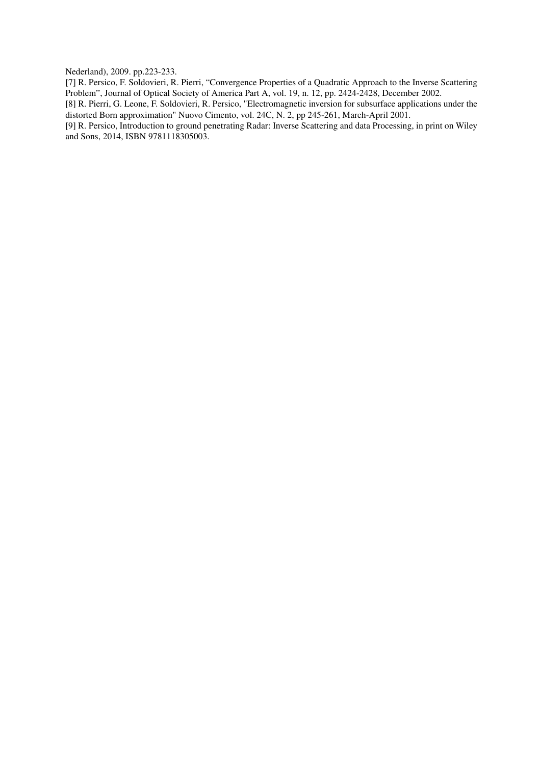Nederland), 2009. pp.223-233.

[7] R. Persico, F. Soldovieri, R. Pierri, “Convergence Properties of a Quadratic Approach to the Inverse Scattering Problem”, Journal of Optical Society of America Part A, vol. 19, n. 12, pp. 2424-2428, December 2002.

[8] R. Pierri, G. Leone, F. Soldovieri, R. Persico, "Electromagnetic inversion for subsurface applications under the distorted Born approximation" Nuovo Cimento, vol. 24C, N. 2, pp 245-261, March-April 2001.

[9] R. Persico, Introduction to ground penetrating Radar: Inverse Scattering and data Processing, in print on Wiley and Sons, 2014, ISBN 9781118305003.